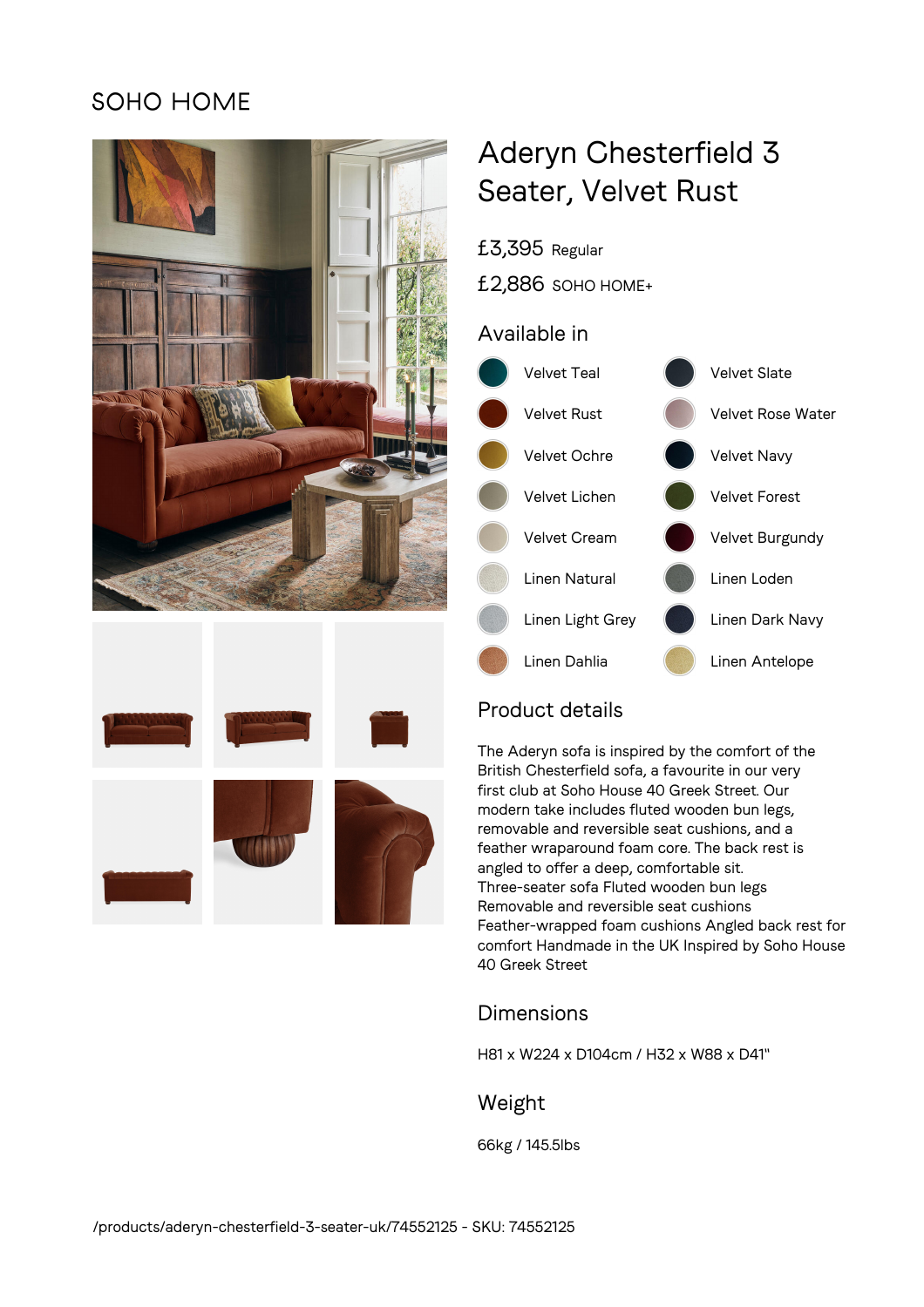SOHO HOME

# Aderyn Chesterfield 3 Seater, Velvet Rust

£3,395 Regular

£2,886 SOHO HOME+

## Available in

- Velvet Teal
- Velvet Rust
- Velvet Ochre
- Velvet Lichen
- Velvet Cream
- Linen Natural
- Linen Light Grey
- Linen Dahlia
- Velvet Slate
- Velvet Rose Water
- Velvet Navy
- Velvet Forest
- Velvet Burgundy
- Linen Loden
- Linen Dark Navy
- Linen Antelope

## Product details

The Aderyn sofa is inspired by the comfort of the British Chesterfield sofa, a favourite in our very first club at Soho House 40 Greek Street. Our modern take includes fluted wooden bun legs, removable and reversible seat cushions, and a feather wraparound foam core. The back rest is angled to offer a deep, comfortable sit.
Three-seater sofa Fluted wooden bun legs
Removable and reversible seat cushions
Feather-wrapped foam cushions Angled back rest for comfort Handmade in the UK Inspired by Soho House 40 Greek Street

## Dimensions

H81 x W224 x D104cm / H32 x W88 x D41"

## Weight

66kg / 145.5lbs

/products/aderyn-chesterfield-3-seater-uk/74552125 - SKU: 74552125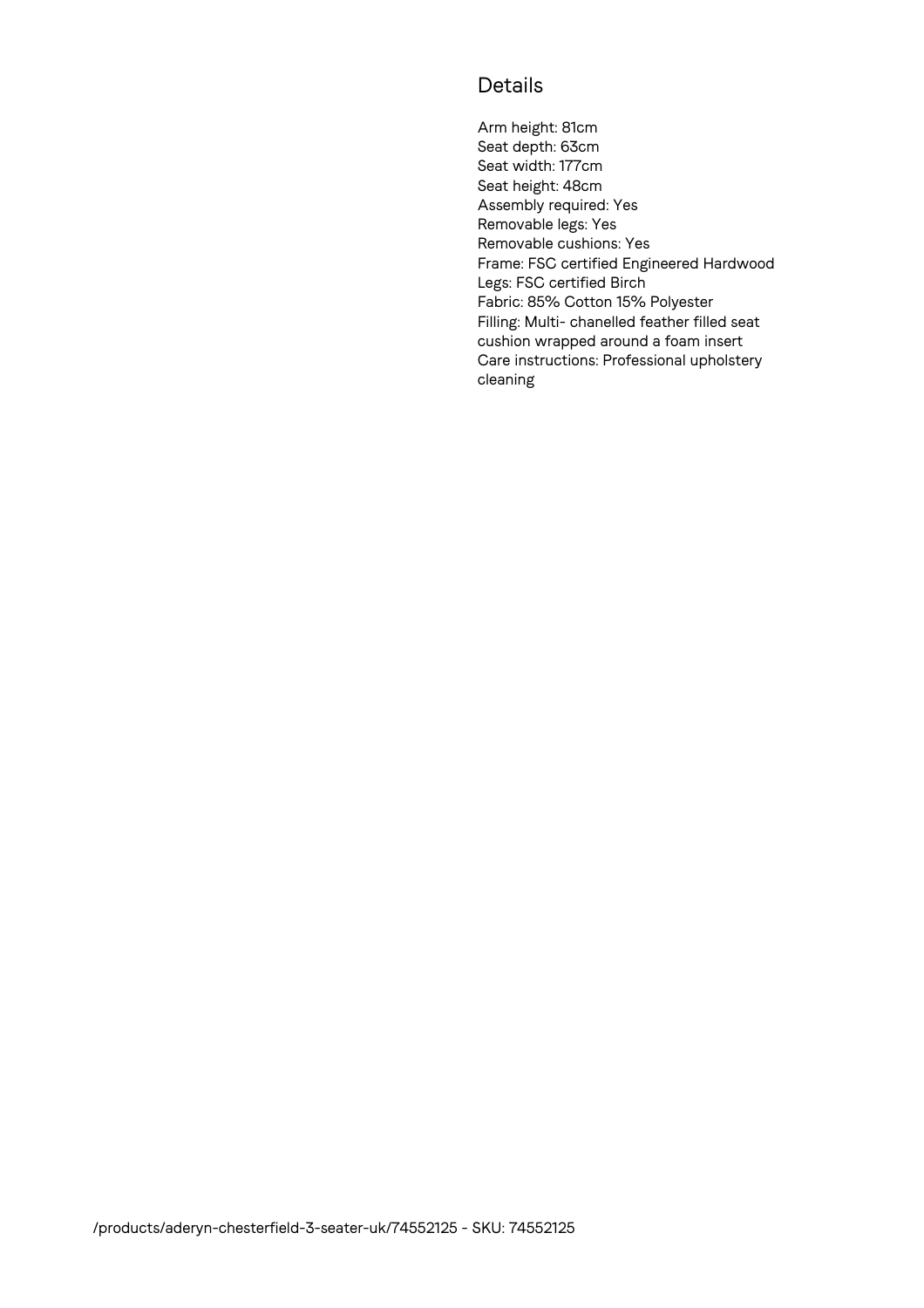## Details

Arm height: 81cm
Seat depth: 63cm
Seat width: 177cm
Seat height: 48cm
Assembly required: Yes
Removable legs: Yes
Removable cushions: Yes
Frame: FSC certified Engineered Hardwood
Legs: FSC certified Birch
Fabric: 85% Cotton 15% Polyester
Filling: Multi- chanelled feather filled seat cushion wrapped around a foam insert
Care instructions: Professional upholstery cleaning

/products/aderyn-chesterfield-3-seater-uk/74552125 - SKU: 74552125